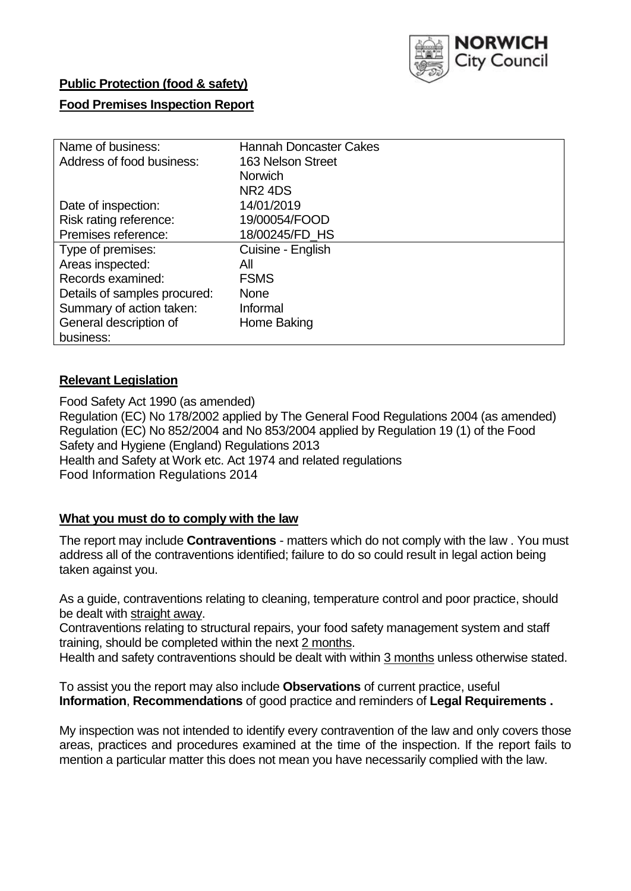**Public Protection (food & safety)**

**Food Premises Inspection Report**

| | |
|---|---|
| Name of business: | Hannah Doncaster Cakes |
| Address of food business: | 163 Nelson Street<br>Norwich<br>NR2 4DS |
| Date of inspection: | 14/01/2019 |
| Risk rating reference: | 19/00054/FOOD |
| Premises reference: | 18/00245/FD_HS |
| Type of premises: | Cuisine - English |
| Areas inspected: | All |
| Records examined: | FSMS |
| Details of samples procured: | None |
| Summary of action taken: | Informal |
| General description of business: | Home Baking |

## Relevant Legislation

Food Safety Act 1990 (as amended)
Regulation (EC) No 178/2002 applied by The General Food Regulations 2004 (as amended)
Regulation (EC) No 852/2004 and No 853/2004 applied by Regulation 19 (1) of the Food Safety and Hygiene (England) Regulations 2013
Health and Safety at Work etc. Act 1974 and related regulations
Food Information Regulations 2014

## What you must do to comply with the law

The report may include **Contraventions** - matters which do not comply with the law . You must address all of the contraventions identified; failure to do so could result in legal action being taken against you.

As a guide, contraventions relating to cleaning, temperature control and poor practice, should be dealt with straight away.
Contraventions relating to structural repairs, your food safety management system and staff training, should be completed within the next 2 months.
Health and safety contraventions should be dealt with within 3 months unless otherwise stated.

To assist you the report may also include **Observations** of current practice, useful **Information**, **Recommendations** of good practice and reminders of **Legal Requirements .**

My inspection was not intended to identify every contravention of the law and only covers those areas, practices and procedures examined at the time of the inspection. If the report fails to mention a particular matter this does not mean you have necessarily complied with the law.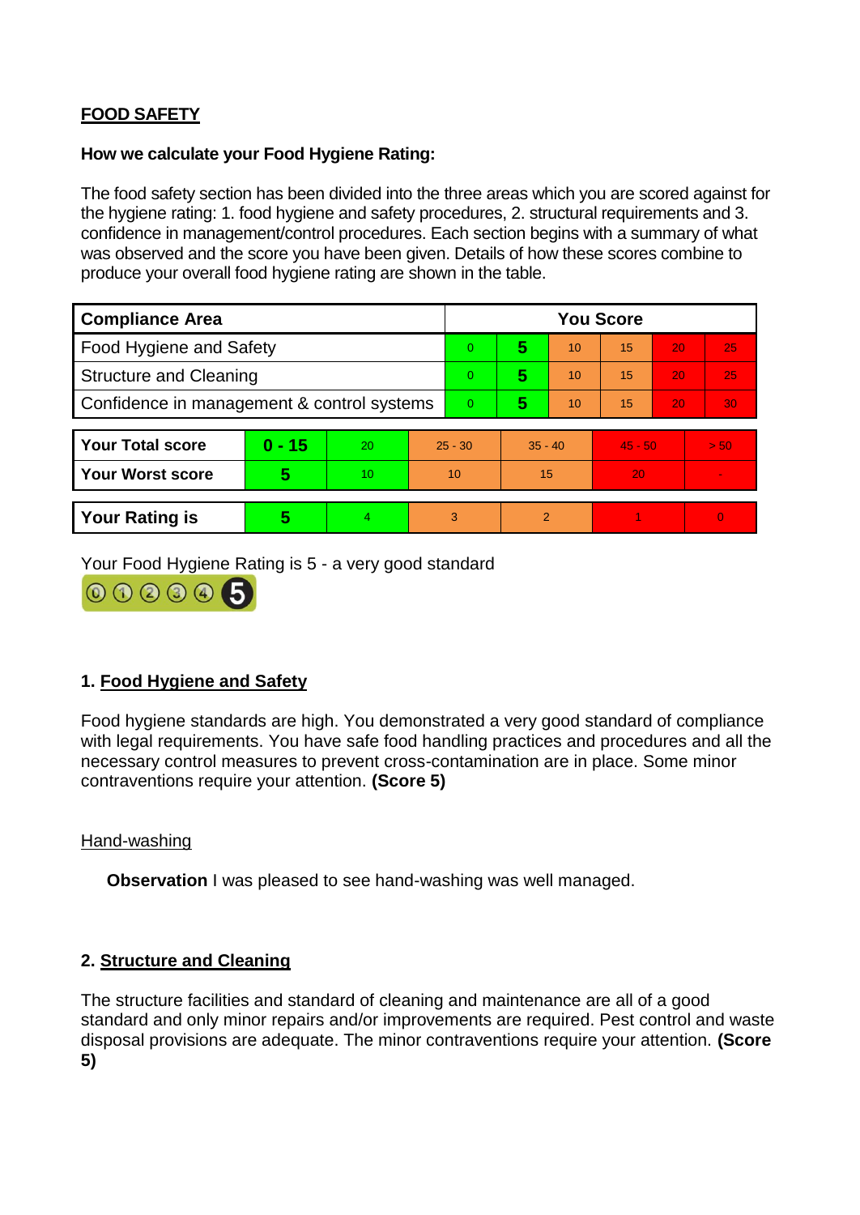**FOOD SAFETY**

**How we calculate your Food Hygiene Rating:**

The food safety section has been divided into the three areas which you are scored against for the hygiene rating: 1. food hygiene and safety procedures, 2. structural requirements and 3. confidence in management/control procedures. Each section begins with a summary of what was observed and the score you have been given. Details of how these scores combine to produce your overall food hygiene rating are shown in the table.

| Compliance Area | You Score | | | | | |
|---|---|---|---|---|---|---|
| Food Hygiene and Safety | 0 | **5** | 10 | 15 | 20 | 25 |
| Structure and Cleaning | 0 | **5** | 10 | 15 | 20 | 25 |
| Confidence in management & control systems | 0 | **5** | 10 | 15 | 20 | 30 |

| | | | | | | |
|---|---|---|---|---|---|---|
| **Your Total score** | **0 - 15** | 20 | 25 - 30 | 35 - 40 | 45 - 50 | > 50 |
| **Your Worst score** | **5** | 10 | 10 | 15 | 20 | - |

| | | | | | | |
|---|---|---|---|---|---|---|
| **Your Rating is** | **5** | 4 | 3 | 2 | 1 | 0 |

Your Food Hygiene Rating is 5 - a very good standard

## 1. Food Hygiene and Safety

Food hygiene standards are high. You demonstrated a very good standard of compliance with legal requirements. You have safe food handling practices and procedures and all the necessary control measures to prevent cross-contamination are in place. Some minor contraventions require your attention. **(Score 5)**

Hand-washing

**Observation** I was pleased to see hand-washing was well managed.

## 2. Structure and Cleaning

The structure facilities and standard of cleaning and maintenance are all of a good standard and only minor repairs and/or improvements are required. Pest control and waste disposal provisions are adequate. The minor contraventions require your attention. **(Score 5)**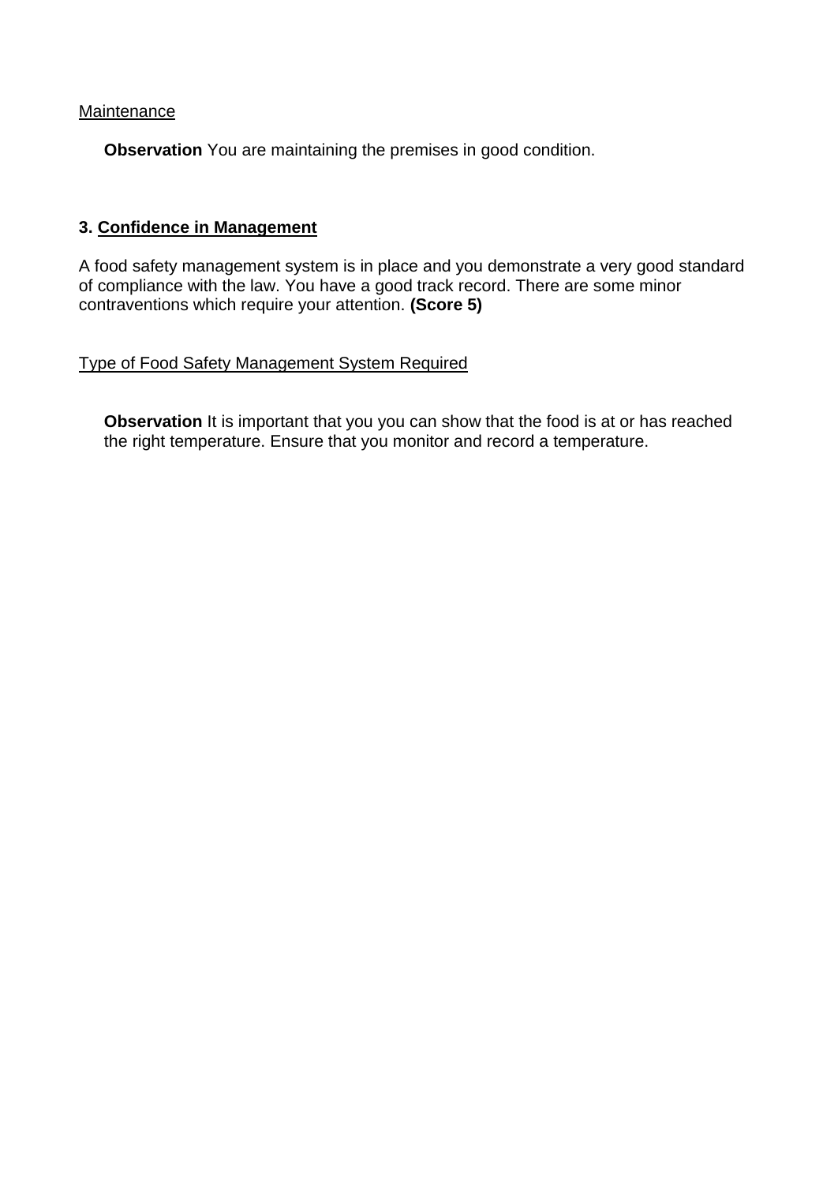Maintenance

**Observation** You are maintaining the premises in good condition.

## 3. Confidence in Management

A food safety management system is in place and you demonstrate a very good standard of compliance with the law. You have a good track record. There are some minor contraventions which require your attention. **(Score 5)**

Type of Food Safety Management System Required

**Observation** It is important that you you can show that the food is at or has reached the right temperature. Ensure that you monitor and record a temperature.